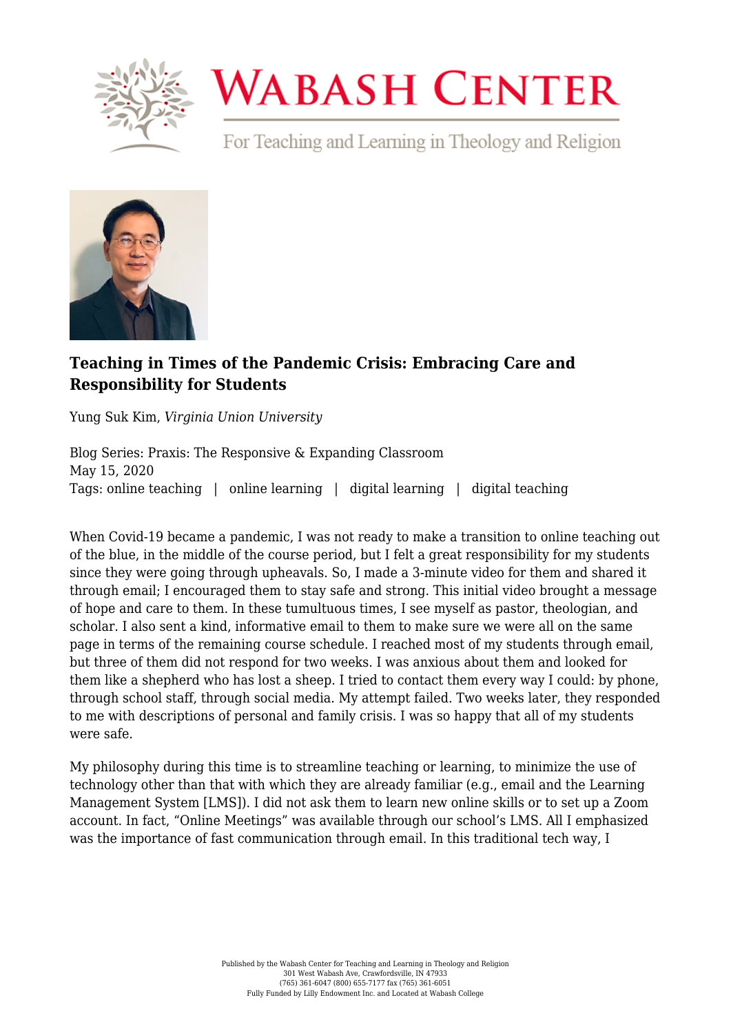# Wabash Center

For Teaching and Learning in Theology and Religion

## Teaching in Times of the Pandemic Crisis: Embracing Care and Responsibility for Students

Yung Suk Kim, *Virginia Union University*

Blog Series: Praxis: The Responsive & Expanding Classroom
May 15, 2020
Tags: online teaching | online learning | digital learning | digital teaching

When Covid-19 became a pandemic, I was not ready to make a transition to online teaching out of the blue, in the middle of the course period, but I felt a great responsibility for my students since they were going through upheavals. So, I made a 3-minute video for them and shared it through email; I encouraged them to stay safe and strong. This initial video brought a message of hope and care to them. In these tumultuous times, I see myself as pastor, theologian, and scholar. I also sent a kind, informative email to them to make sure we were all on the same page in terms of the remaining course schedule. I reached most of my students through email, but three of them did not respond for two weeks. I was anxious about them and looked for them like a shepherd who has lost a sheep. I tried to contact them every way I could: by phone, through school staff, through social media. My attempt failed. Two weeks later, they responded to me with descriptions of personal and family crisis. I was so happy that all of my students were safe.

My philosophy during this time is to streamline teaching or learning, to minimize the use of technology other than that with which they are already familiar (e.g., email and the Learning Management System [LMS]). I did not ask them to learn new online skills or to set up a Zoom account. In fact, "Online Meetings" was available through our school's LMS. All I emphasized was the importance of fast communication through email. In this traditional tech way, I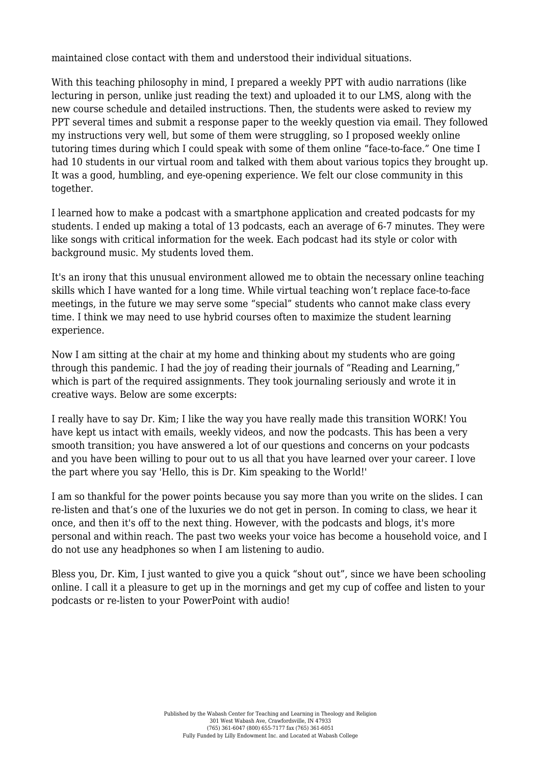maintained close contact with them and understood their individual situations.

With this teaching philosophy in mind, I prepared a weekly PPT with audio narrations (like lecturing in person, unlike just reading the text) and uploaded it to our LMS, along with the new course schedule and detailed instructions. Then, the students were asked to review my PPT several times and submit a response paper to the weekly question via email. They followed my instructions very well, but some of them were struggling, so I proposed weekly online tutoring times during which I could speak with some of them online "face-to-face." One time I had 10 students in our virtual room and talked with them about various topics they brought up. It was a good, humbling, and eye-opening experience. We felt our close community in this together.

I learned how to make a podcast with a smartphone application and created podcasts for my students. I ended up making a total of 13 podcasts, each an average of 6-7 minutes. They were like songs with critical information for the week. Each podcast had its style or color with background music. My students loved them.

It's an irony that this unusual environment allowed me to obtain the necessary online teaching skills which I have wanted for a long time. While virtual teaching won't replace face-to-face meetings, in the future we may serve some "special" students who cannot make class every time. I think we may need to use hybrid courses often to maximize the student learning experience.

Now I am sitting at the chair at my home and thinking about my students who are going through this pandemic. I had the joy of reading their journals of "Reading and Learning," which is part of the required assignments. They took journaling seriously and wrote it in creative ways. Below are some excerpts:

I really have to say Dr. Kim; I like the way you have really made this transition WORK! You have kept us intact with emails, weekly videos, and now the podcasts. This has been a very smooth transition; you have answered a lot of our questions and concerns on your podcasts and you have been willing to pour out to us all that you have learned over your career. I love the part where you say 'Hello, this is Dr. Kim speaking to the World!'

I am so thankful for the power points because you say more than you write on the slides. I can re-listen and that's one of the luxuries we do not get in person. In coming to class, we hear it once, and then it's off to the next thing. However, with the podcasts and blogs, it's more personal and within reach. The past two weeks your voice has become a household voice, and I do not use any headphones so when I am listening to audio.

Bless you, Dr. Kim, I just wanted to give you a quick "shout out", since we have been schooling online. I call it a pleasure to get up in the mornings and get my cup of coffee and listen to your podcasts or re-listen to your PowerPoint with audio!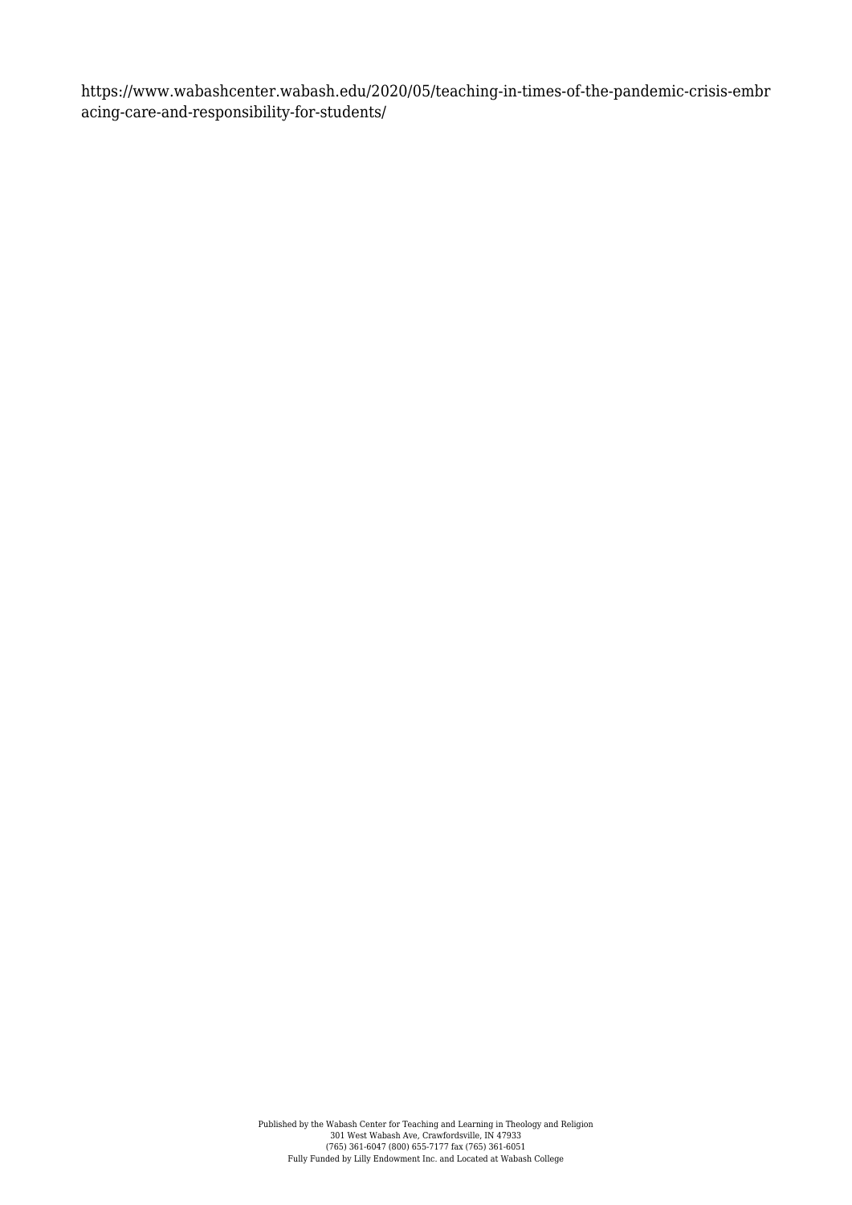https://www.wabashcenter.wabash.edu/2020/05/teaching-in-times-of-the-pandemic-crisis-embracing-care-and-responsibility-for-students/